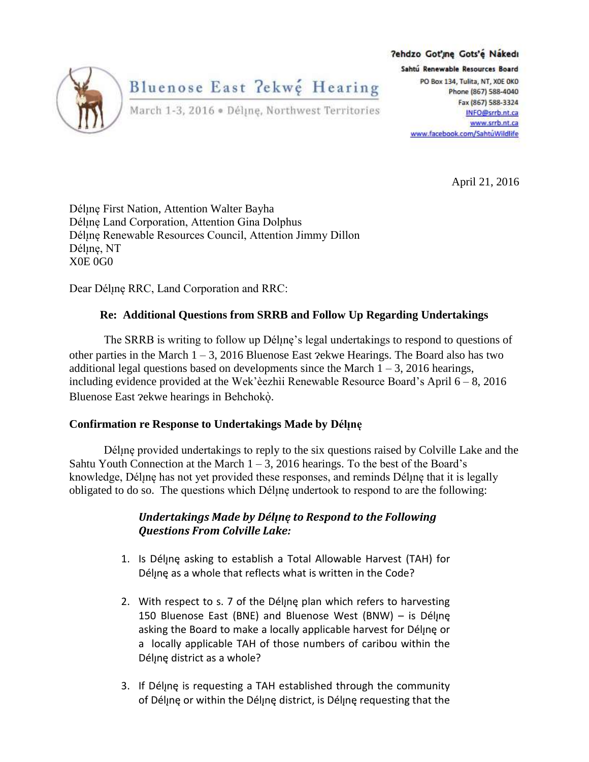Bluenose East ʔekwę́ Hearing

March 1-3, 2016 • Délı̨nę, Northwest Territories

ʔehdzo Got'ı̨nę Gots'ę́ Nákedı

Sahtú Renewable Resources Board

PO Box 134, Tulita, NT, X0E 0K0
Phone (867) 588-4040
Fax (867) 588-3324
INFO@srrb.nt.ca
www.srrb.nt.ca
www.facebook.com/SahtúWildlife

April 21, 2016

Délı̨nę First Nation, Attention Walter Bayha
Délı̨nę Land Corporation, Attention Gina Dolphus
Délı̨nę Renewable Resources Council, Attention Jimmy Dillon
Délı̨nę, NT
X0E 0G0

Dear Délı̨nę RRC, Land Corporation and RRC:

**Re: Additional Questions from SRRB and Follow Up Regarding Undertakings**

The SRRB is writing to follow up Délı̨nę's legal undertakings to respond to questions of other parties in the March 1 – 3, 2016 Bluenose East ʔekwe Hearings. The Board also has two additional legal questions based on developments since the March 1 – 3, 2016 hearings, including evidence provided at the Wek'èezhìi Renewable Resource Board's April 6 – 8, 2016 Bluenose East ʔekwe hearings in Behchokǫ̀.

**Confirmation re Response to Undertakings Made by Délı̨nę**

Délı̨nę provided undertakings to reply to the six questions raised by Colville Lake and the Sahtu Youth Connection at the March 1 – 3, 2016 hearings. To the best of the Board's knowledge, Délı̨nę has not yet provided these responses, and reminds Délı̨nę that it is legally obligated to do so. The questions which Délı̨nę undertook to respond to are the following:

***Undertakings Made by Délı̨nę to Respond to the Following Questions From Colville Lake:***

1. Is Délı̨nę asking to establish a Total Allowable Harvest (TAH) for Délı̨nę as a whole that reflects what is written in the Code?
2. With respect to s. 7 of the Délı̨nę plan which refers to harvesting 150 Bluenose East (BNE) and Bluenose West (BNW) – is Délı̨nę asking the Board to make a locally applicable harvest for Délı̨nę or a locally applicable TAH of those numbers of caribou within the Délı̨nę district as a whole?
3. If Délı̨nę is requesting a TAH established through the community of Délı̨nę or within the Délı̨nę district, is Délı̨nę requesting that the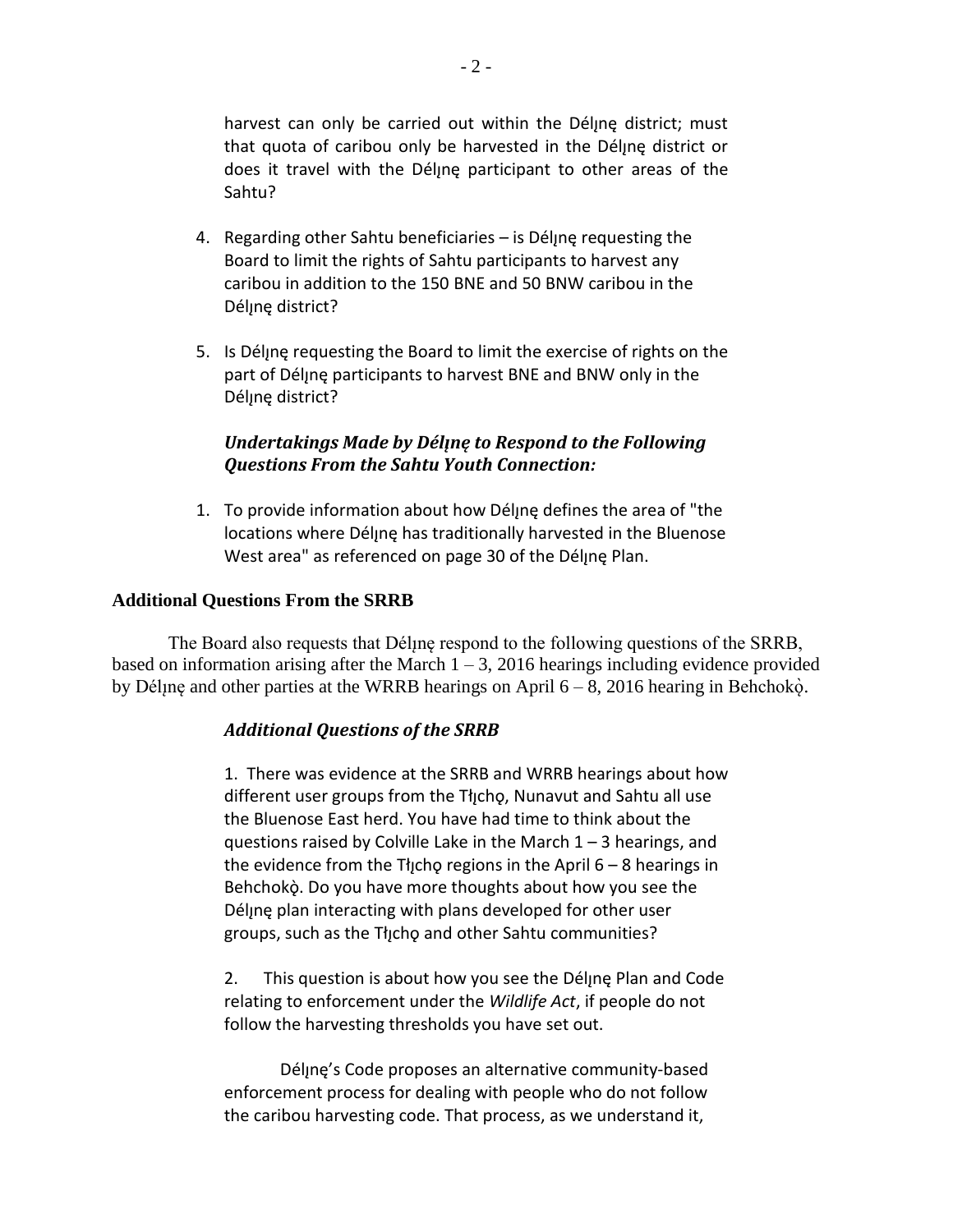harvest can only be carried out within the Délı̨nę district; must that quota of caribou only be harvested in the Délı̨nę district or does it travel with the Délı̨nę participant to other areas of the Sahtu?

4. Regarding other Sahtu beneficiaries – is Délı̨nę requesting the Board to limit the rights of Sahtu participants to harvest any caribou in addition to the 150 BNE and 50 BNW caribou in the Délı̨nę district?

5. Is Délı̨nę requesting the Board to limit the exercise of rights on the part of Délı̨nę participants to harvest BNE and BNW only in the Délı̨nę district?

***Undertakings Made by Délı̨nę to Respond to the Following Questions From the Sahtu Youth Connection:***

1. To provide information about how Délı̨nę defines the area of "the locations where Délı̨nę has traditionally harvested in the Bluenose West area" as referenced on page 30 of the Délı̨nę Plan.

**Additional Questions From the SRRB**

The Board also requests that Délı̨nę respond to the following questions of the SRRB, based on information arising after the March 1 – 3, 2016 hearings including evidence provided by Délı̨nę and other parties at the WRRB hearings on April 6 – 8, 2016 hearing in Behchokǫ̀.

***Additional Questions of the SRRB***

1. There was evidence at the SRRB and WRRB hearings about how different user groups from the Tłı̨chǫ, Nunavut and Sahtu all use the Bluenose East herd. You have had time to think about the questions raised by Colville Lake in the March 1 – 3 hearings, and the evidence from the Tłı̨chǫ regions in the April 6 – 8 hearings in Behchokǫ̀. Do you have more thoughts about how you see the Délı̨nę plan interacting with plans developed for other user groups, such as the Tłı̨chǫ and other Sahtu communities?

2. This question is about how you see the Délı̨nę Plan and Code relating to enforcement under the *Wildlife Act*, if people do not follow the harvesting thresholds you have set out.

Délı̨nę's Code proposes an alternative community-based enforcement process for dealing with people who do not follow the caribou harvesting code. That process, as we understand it,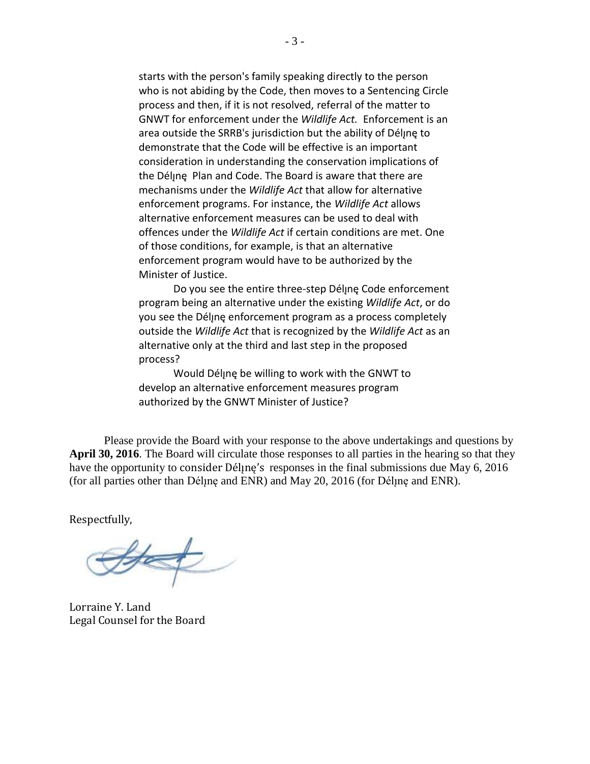starts with the person's family speaking directly to the person who is not abiding by the Code, then moves to a Sentencing Circle process and then, if it is not resolved, referral of the matter to GNWT for enforcement under the *Wildlife Act.* Enforcement is an area outside the SRRB's jurisdiction but the ability of Délı̨nę to demonstrate that the Code will be effective is an important consideration in understanding the conservation implications of the Délı̨nę Plan and Code. The Board is aware that there are mechanisms under the *Wildlife Act* that allow for alternative enforcement programs. For instance, the *Wildlife Act* allows alternative enforcement measures can be used to deal with offences under the *Wildlife Act* if certain conditions are met. One of those conditions, for example, is that an alternative enforcement program would have to be authorized by the Minister of Justice.

Do you see the entire three-step Délı̨nę Code enforcement program being an alternative under the existing *Wildlife Act*, or do you see the Délı̨nę enforcement program as a process completely outside the *Wildlife Act* that is recognized by the *Wildlife Act* as an alternative only at the third and last step in the proposed process?

Would Délı̨nę be willing to work with the GNWT to develop an alternative enforcement measures program authorized by the GNWT Minister of Justice?

Please provide the Board with your response to the above undertakings and questions by **April 30, 2016**. The Board will circulate those responses to all parties in the hearing so that they have the opportunity to consider Délı̨nę's responses in the final submissions due May 6, 2016 (for all parties other than Délı̨nę and ENR) and May 20, 2016 (for Délı̨nę and ENR).

Respectfully,

Lorraine Y. Land
Legal Counsel for the Board